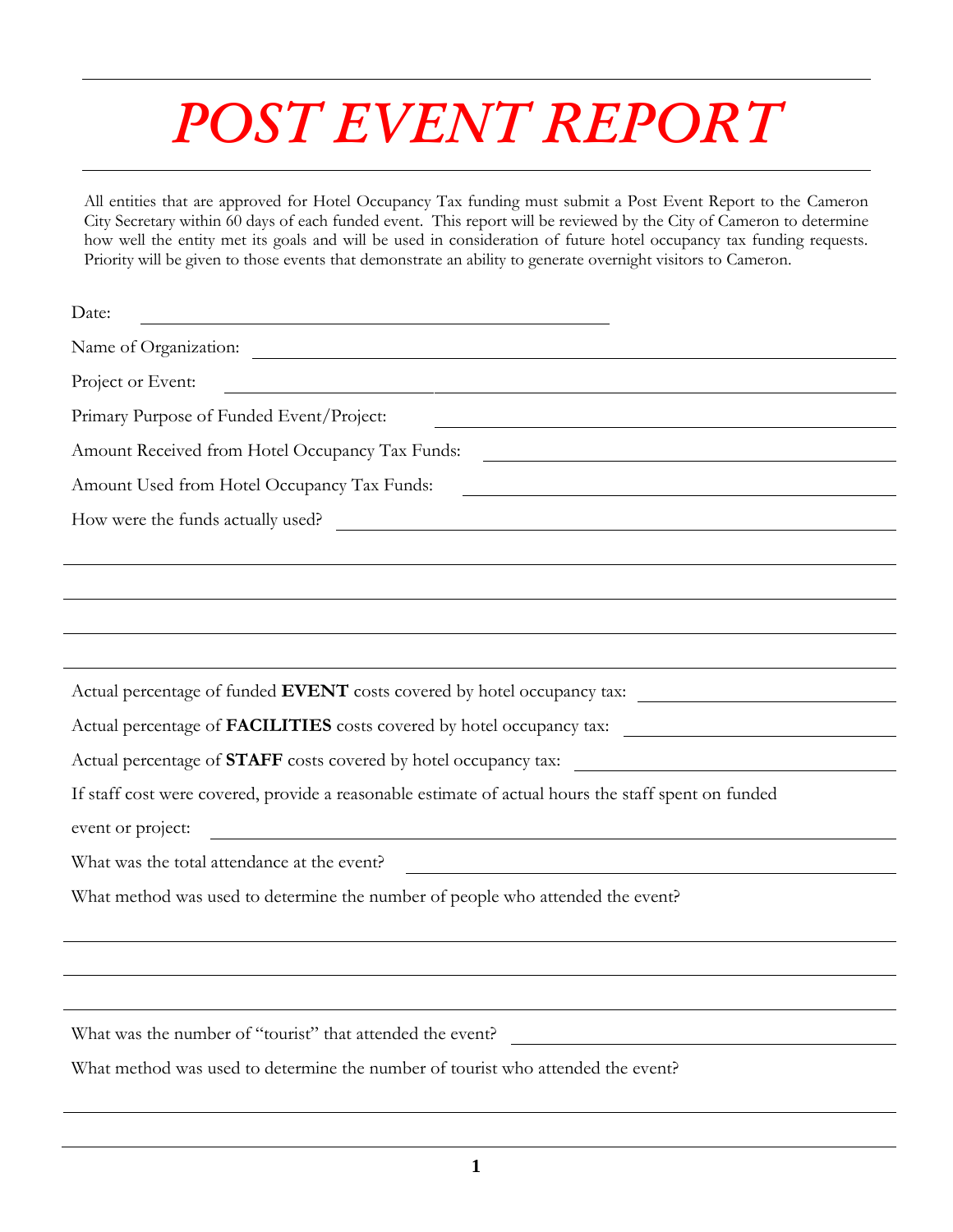# POST EVENT REPORT

All entities that are approved for Hotel Occupancy Tax funding must submit a Post Event Report to the Cameron City Secretary within 60 days of each funded event. This report will be reviewed by the City of Cameron to determine how well the entity met its goals and will be used in consideration of future hotel occupancy tax funding requests. Priority will be given to those events that demonstrate an ability to generate overnight visitors to Cameron.

Date: ______________________________

Name of Organization: ______________________________

Project or Event: ______________________________

Primary Purpose of Funded Event/Project: ______________________________

Amount Received from Hotel Occupancy Tax Funds: ______________________________

Amount Used from Hotel Occupancy Tax Funds: ______________________________

How were the funds actually used? ______________________________

______________________________

______________________________

______________________________

______________________________

Actual percentage of funded **EVENT** costs covered by hotel occupancy tax: ______________________________

Actual percentage of **FACILITIES** costs covered by hotel occupancy tax: ______________________________

Actual percentage of **STAFF** costs covered by hotel occupancy tax: ______________________________

If staff cost were covered, provide a reasonable estimate of actual hours the staff spent on funded event or project: ______________________________

What was the total attendance at the event? ______________________________

What method was used to determine the number of people who attended the event?

______________________________

______________________________

______________________________

What was the number of "tourist" that attended the event? ______________________________

What method was used to determine the number of tourist who attended the event?

______________________________

______________________________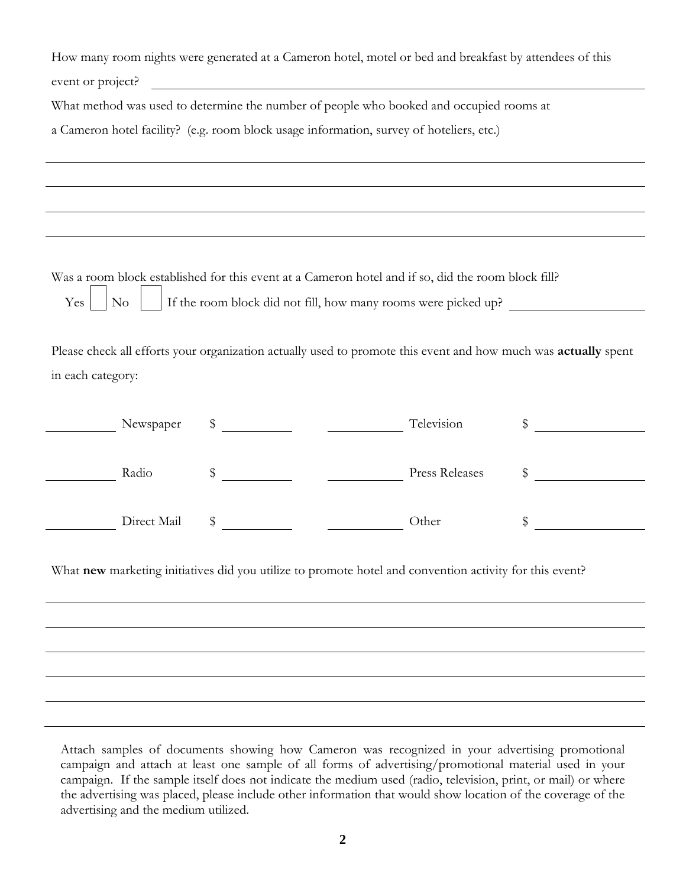How many room nights were generated at a Cameron hotel, motel or bed and breakfast by attendees of this event or project? ______________________________

What method was used to determine the number of people who booked and occupied rooms at a Cameron hotel facility? (e.g. room block usage information, survey of hoteliers, etc.)

________________________________________________________________________________

________________________________________________________________________________

________________________________________________________________________________

________________________________________________________________________________

Was a room block established for this event at a Cameron hotel and if so, did the room block fill?

Yes ☐ No ☐ If the room block did not fill, how many rooms were picked up? ____________

Please check all efforts your organization actually used to promote this event and how much was **actually** spent in each category:

| | | | | | |
|---|---|---|---|---|---|
| ______ | Newspaper | $ ______ | ______ | Television | $ ______ |
| ______ | Radio | $ ______ | ______ | Press Releases | $ ______ |
| ______ | Direct Mail | $ ______ | ______ | Other | $ ______ |

What **new** marketing initiatives did you utilize to promote hotel and convention activity for this event?

________________________________________________________________________________

________________________________________________________________________________

________________________________________________________________________________

________________________________________________________________________________

________________________________________________________________________________

________________________________________________________________________________

Attach samples of documents showing how Cameron was recognized in your advertising promotional campaign and attach at least one sample of all forms of advertising/promotional material used in your campaign. If the sample itself does not indicate the medium used (radio, television, print, or mail) or where the advertising was placed, please include other information that would show location of the coverage of the advertising and the medium utilized.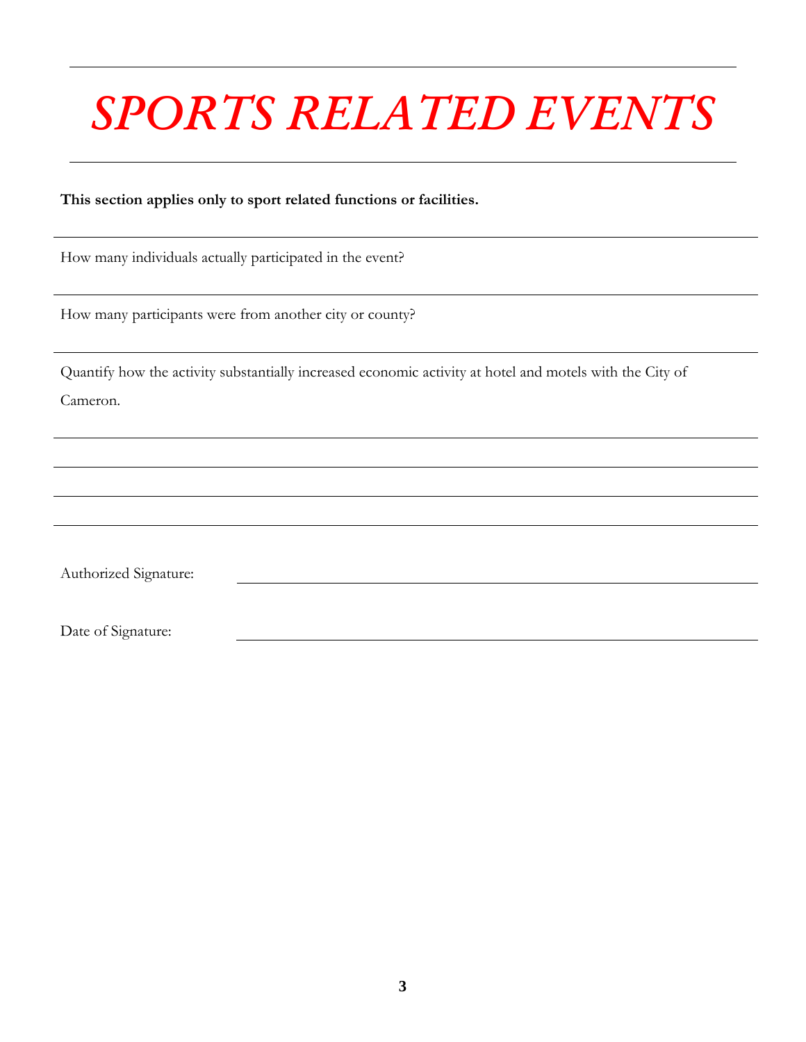# *SPORTS RELATED EVENTS*

**This section applies only to sport related functions or facilities.**

How many individuals actually participated in the event?

How many participants were from another city or county?

Quantify how the activity substantially increased economic activity at hotel and motels with the City of Cameron.

Authorized Signature: ____________________

Date of Signature: ____________________